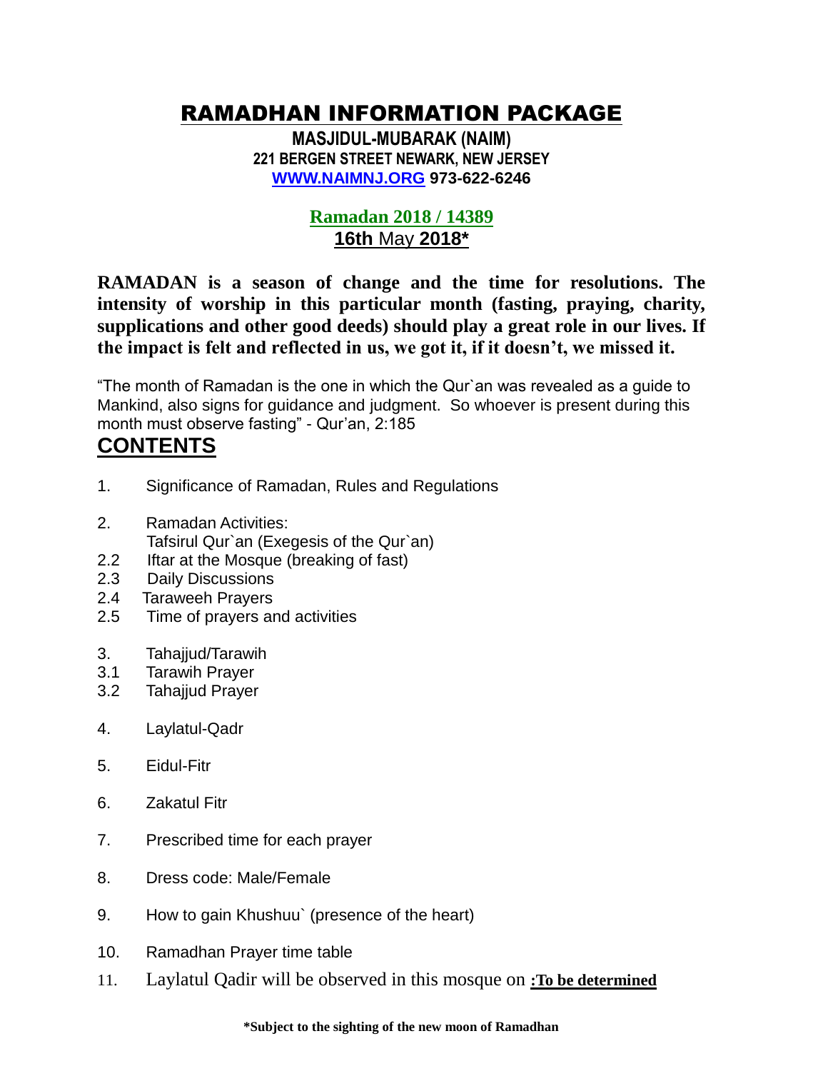# RAMADHAN INFORMATION PACKAGE

**MASJIDUL-MUBARAK (NAIM)**
**221 BERGEN STREET NEWARK, NEW JERSEY**
**[WWW.NAIMNJ.ORG](http://WWW.NAIMNJ.ORG) 973-622-6246**

**Ramadan 2018 / 14389**
**16th May 2018***

**RAMADAN is a season of change and the time for resolutions. The intensity of worship in this particular month (fasting, praying, charity, supplications and other good deeds) should play a great role in our lives. If the impact is felt and reflected in us, we got it, if it doesn't, we missed it.**

"The month of Ramadan is the one in which the Qur`an was revealed as a guide to Mankind, also signs for guidance and judgment. So whoever is present during this month must observe fasting" - Qur'an, 2:185

## CONTENTS

1. Significance of Ramadan, Rules and Regulations

2. Ramadan Activities:
   Tafsirul Qur`an (Exegesis of the Qur`an)
2.2 Iftar at the Mosque (breaking of fast)
2.3 Daily Discussions
2.4 Taraweeh Prayers
2.5 Time of prayers and activities

3. Tahajjud/Tarawih
3.1 Tarawih Prayer
3.2 Tahajjud Prayer

4. Laylatul-Qadr

5. Eidul-Fitr

6. Zakatul Fitr

7. Prescribed time for each prayer

8. Dress code: Male/Female

9. How to gain Khushuu` (presence of the heart)

10. Ramadhan Prayer time table

11. Laylatul Qadir will be observed in this mosque on **:To be determined**

**\*Subject to the sighting of the new moon of Ramadhan**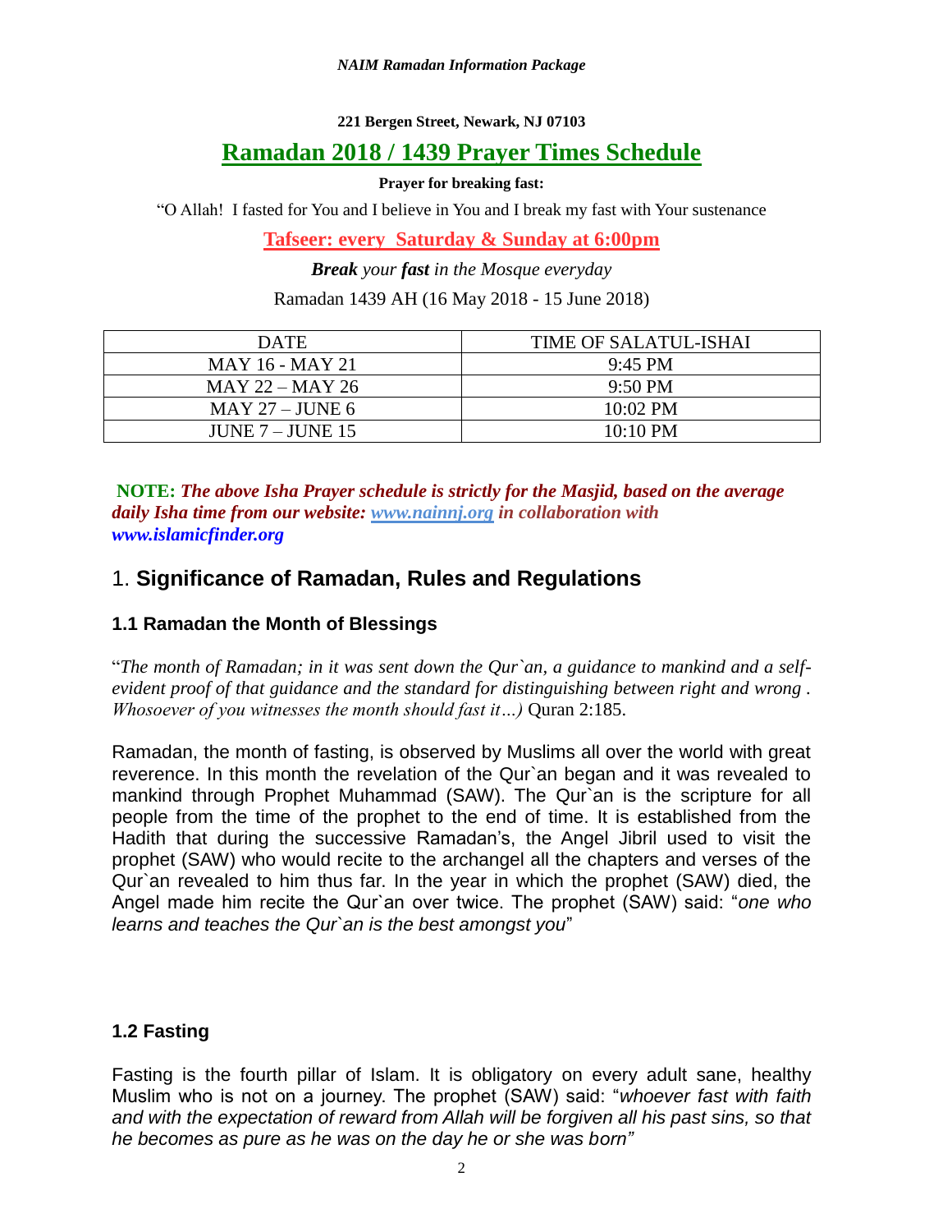**221 Bergen Street, Newark, NJ 07103**

# Ramadan 2018 / 1439 Prayer Times Schedule

**Prayer for breaking fast:**

"O Allah! I fasted for You and I believe in You and I break my fast with Your sustenance

**Tafseer: every Saturday & Sunday at 6:00pm**

***Break** your **fast** in the Mosque everyday*

Ramadan 1439 AH (16 May 2018 - 15 June 2018)

| DATE | TIME OF SALATUL-ISHAI |
|---|---|
| MAY 16 - MAY 21 | 9:45 PM |
| MAY 22 – MAY 26 | 9:50 PM |
| MAY 27 – JUNE 6 | 10:02 PM |
| JUNE 7 – JUNE 15 | 10:10 PM |

**NOTE:** ***The above Isha Prayer schedule is strictly for the Masjid, based on the average daily Isha time from our website: www.nainnj.org in collaboration with www.islamicfinder.org***

## 1. **Significance of Ramadan, Rules and Regulations**

### 1.1 Ramadan the Month of Blessings

"*The month of Ramadan; in it was sent down the Qur`an, a guidance to mankind and a self-evident proof of that guidance and the standard for distinguishing between right and wrong . Whosoever of you witnesses the month should fast it…)* Quran 2:185.

Ramadan, the month of fasting, is observed by Muslims all over the world with great reverence. In this month the revelation of the Qur`an began and it was revealed to mankind through Prophet Muhammad (SAW). The Qur`an is the scripture for all people from the time of the prophet to the end of time. It is established from the Hadith that during the successive Ramadan's, the Angel Jibril used to visit the prophet (SAW) who would recite to the archangel all the chapters and verses of the Qur`an revealed to him thus far. In the year in which the prophet (SAW) died, the Angel made him recite the Qur`an over twice. The prophet (SAW) said: "*one who learns and teaches the Qur`an is the best amongst you*"

### 1.2 Fasting

Fasting is the fourth pillar of Islam. It is obligatory on every adult sane, healthy Muslim who is not on a journey. The prophet (SAW) said: "*whoever fast with faith and with the expectation of reward from Allah will be forgiven all his past sins, so that he becomes as pure as he was on the day he or she was born"*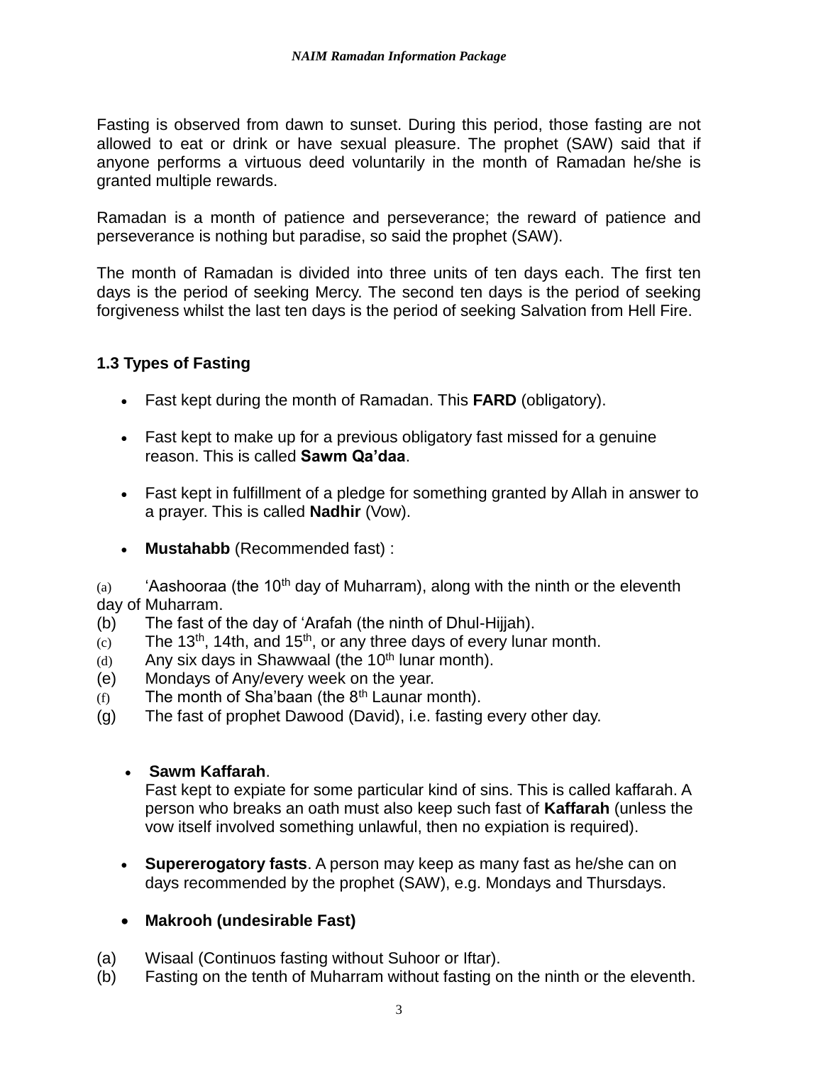Fasting is observed from dawn to sunset. During this period, those fasting are not allowed to eat or drink or have sexual pleasure. The prophet (SAW) said that if anyone performs a virtuous deed voluntarily in the month of Ramadan he/she is granted multiple rewards.

Ramadan is a month of patience and perseverance; the reward of patience and perseverance is nothing but paradise, so said the prophet (SAW).

The month of Ramadan is divided into three units of ten days each. The first ten days is the period of seeking Mercy. The second ten days is the period of seeking forgiveness whilst the last ten days is the period of seeking Salvation from Hell Fire.

### 1.3 Types of Fasting

- Fast kept during the month of Ramadan. This **FARD** (obligatory).
- Fast kept to make up for a previous obligatory fast missed for a genuine reason. This is called **Sawm Qa'daa**.
- Fast kept in fulfillment of a pledge for something granted by Allah in answer to a prayer. This is called **Nadhir** (Vow).
- **Mustahabb** (Recommended fast) :

(a) 'Aashooraa (the 10th day of Muharram), along with the ninth or the eleventh day of Muharram.
(b) The fast of the day of 'Arafah (the ninth of Dhul-Hijjah).
(c) The 13th, 14th, and 15th, or any three days of every lunar month.
(d) Any six days in Shawwaal (the 10th lunar month).
(e) Mondays of Any/every week on the year.
(f) The month of Sha'baan (the 8th Launar month).
(g) The fast of prophet Dawood (David), i.e. fasting every other day.

- **Sawm Kaffarah**.
  Fast kept to expiate for some particular kind of sins. This is called kaffarah. A person who breaks an oath must also keep such fast of **Kaffarah** (unless the vow itself involved something unlawful, then no expiation is required).
- **Supererogatory fasts**. A person may keep as many fast as he/she can on days recommended by the prophet (SAW), e.g. Mondays and Thursdays.
- **Makrooh (undesirable Fast)**

(a) Wisaal (Continuos fasting without Suhoor or Iftar).
(b) Fasting on the tenth of Muharram without fasting on the ninth or the eleventh.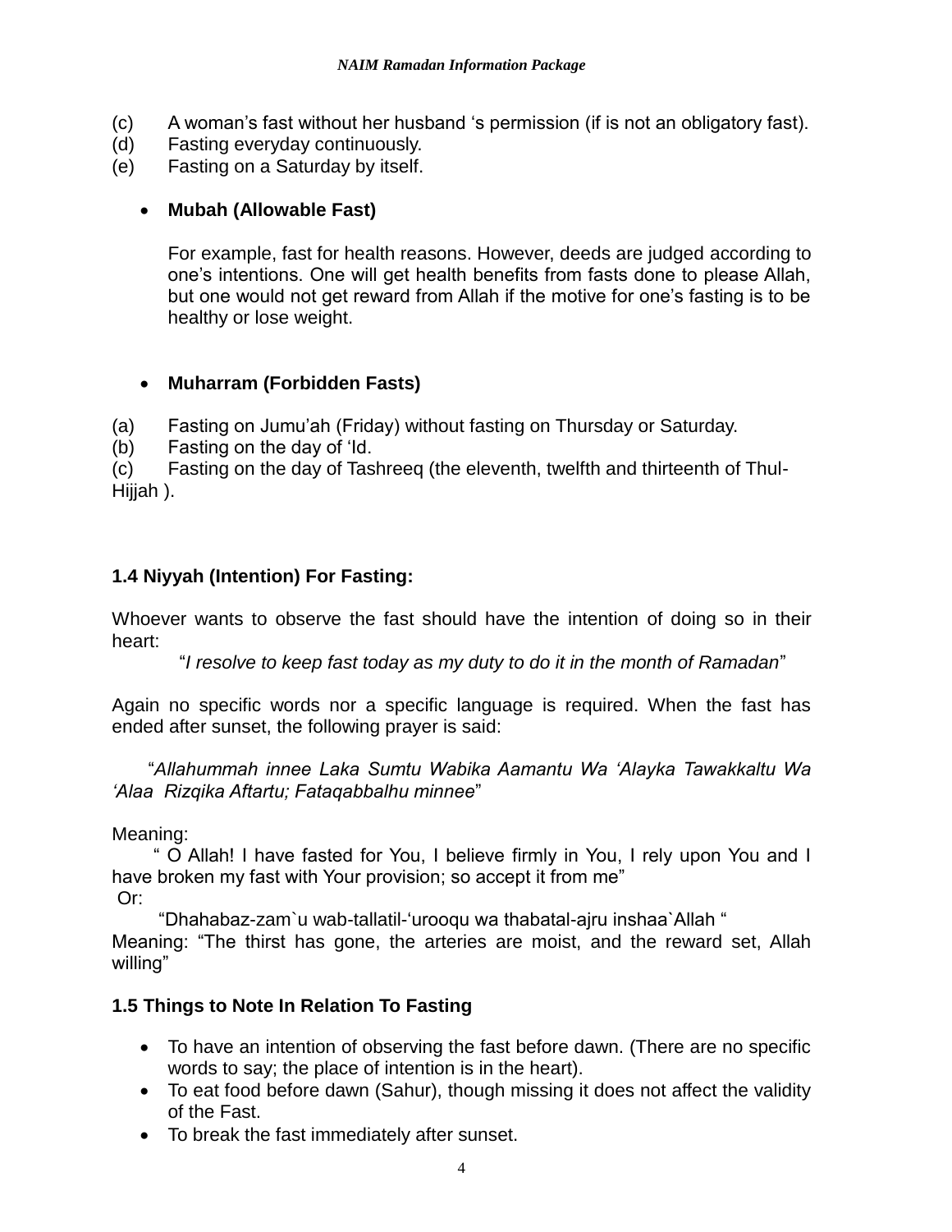(c) A woman's fast without her husband 's permission (if is not an obligatory fast).
(d) Fasting everyday continuously.
(e) Fasting on a Saturday by itself.

- **Mubah (Allowable Fast)**

  For example, fast for health reasons. However, deeds are judged according to one's intentions. One will get health benefits from fasts done to please Allah, but one would not get reward from Allah if the motive for one's fasting is to be healthy or lose weight.

- **Muharram (Forbidden Fasts)**

(a) Fasting on Jumu'ah (Friday) without fasting on Thursday or Saturday.
(b) Fasting on the day of 'Id.
(c) Fasting on the day of Tashreeq (the eleventh, twelfth and thirteenth of Thul-Hijjah ).

### 1.4 Niyyah (Intention) For Fasting:

Whoever wants to observe the fast should have the intention of doing so in their heart:

"*I resolve to keep fast today as my duty to do it in the month of Ramadan*"

Again no specific words nor a specific language is required. When the fast has ended after sunset, the following prayer is said:

"*Allahummah innee Laka Sumtu Wabika Aamantu Wa 'Alayka Tawakkaltu Wa 'Alaa Rizqika Aftartu; Fataqabbalhu minnee*"

Meaning:

" O Allah! I have fasted for You, I believe firmly in You, I rely upon You and I have broken my fast with Your provision; so accept it from me"

Or:

"Dhahabaz-zam`u wab-tallatil-'urooqu wa thabatal-ajru inshaa`Allah "

Meaning: "The thirst has gone, the arteries are moist, and the reward set, Allah willing"

### 1.5 Things to Note In Relation To Fasting

- To have an intention of observing the fast before dawn. (There are no specific words to say; the place of intention is in the heart).
- To eat food before dawn (Sahur), though missing it does not affect the validity of the Fast.
- To break the fast immediately after sunset.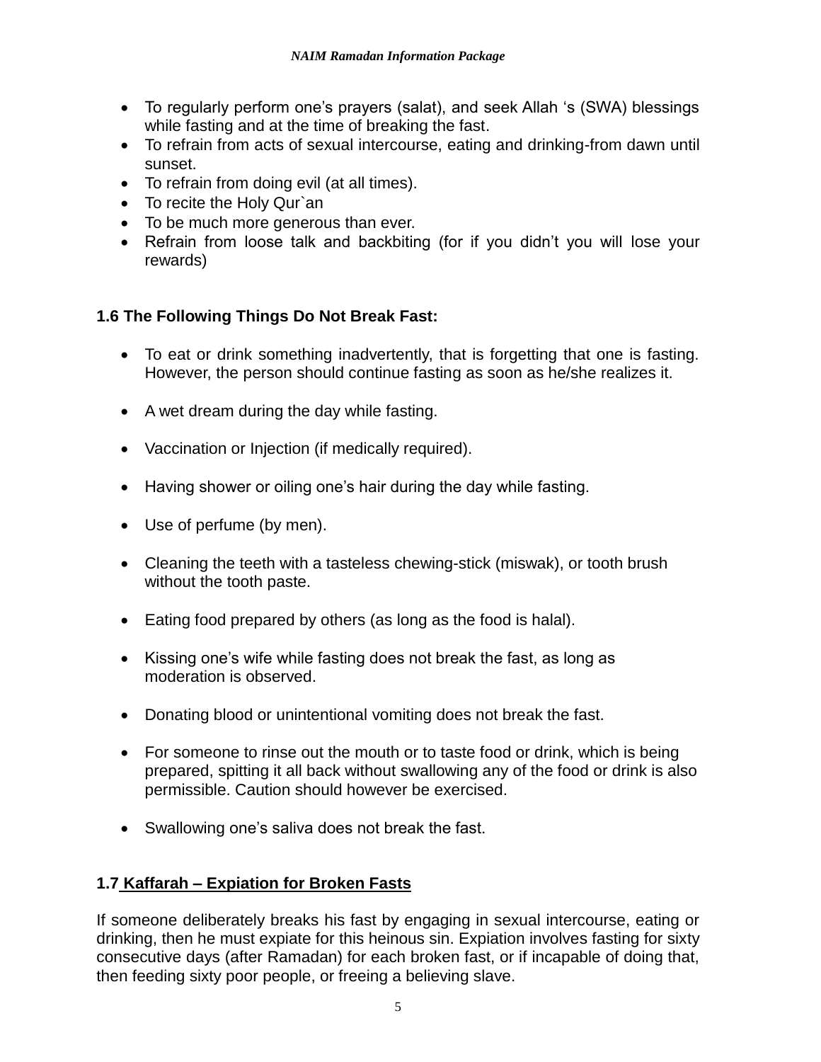- To regularly perform one's prayers (salat), and seek Allah 's (SWA) blessings while fasting and at the time of breaking the fast.
- To refrain from acts of sexual intercourse, eating and drinking-from dawn until sunset.
- To refrain from doing evil (at all times).
- To recite the Holy Qur`an
- To be much more generous than ever.
- Refrain from loose talk and backbiting (for if you didn't you will lose your rewards)

### 1.6 The Following Things Do Not Break Fast:

- To eat or drink something inadvertently, that is forgetting that one is fasting. However, the person should continue fasting as soon as he/she realizes it.
- A wet dream during the day while fasting.
- Vaccination or Injection (if medically required).
- Having shower or oiling one's hair during the day while fasting.
- Use of perfume (by men).
- Cleaning the teeth with a tasteless chewing-stick (miswak), or tooth brush without the tooth paste.
- Eating food prepared by others (as long as the food is halal).
- Kissing one's wife while fasting does not break the fast, as long as moderation is observed.
- Donating blood or unintentional vomiting does not break the fast.
- For someone to rinse out the mouth or to taste food or drink, which is being prepared, spitting it all back without swallowing any of the food or drink is also permissible. Caution should however be exercised.
- Swallowing one's saliva does not break the fast.

### 1.7 Kaffarah – Expiation for Broken Fasts

If someone deliberately breaks his fast by engaging in sexual intercourse, eating or drinking, then he must expiate for this heinous sin. Expiation involves fasting for sixty consecutive days (after Ramadan) for each broken fast, or if incapable of doing that, then feeding sixty poor people, or freeing a believing slave.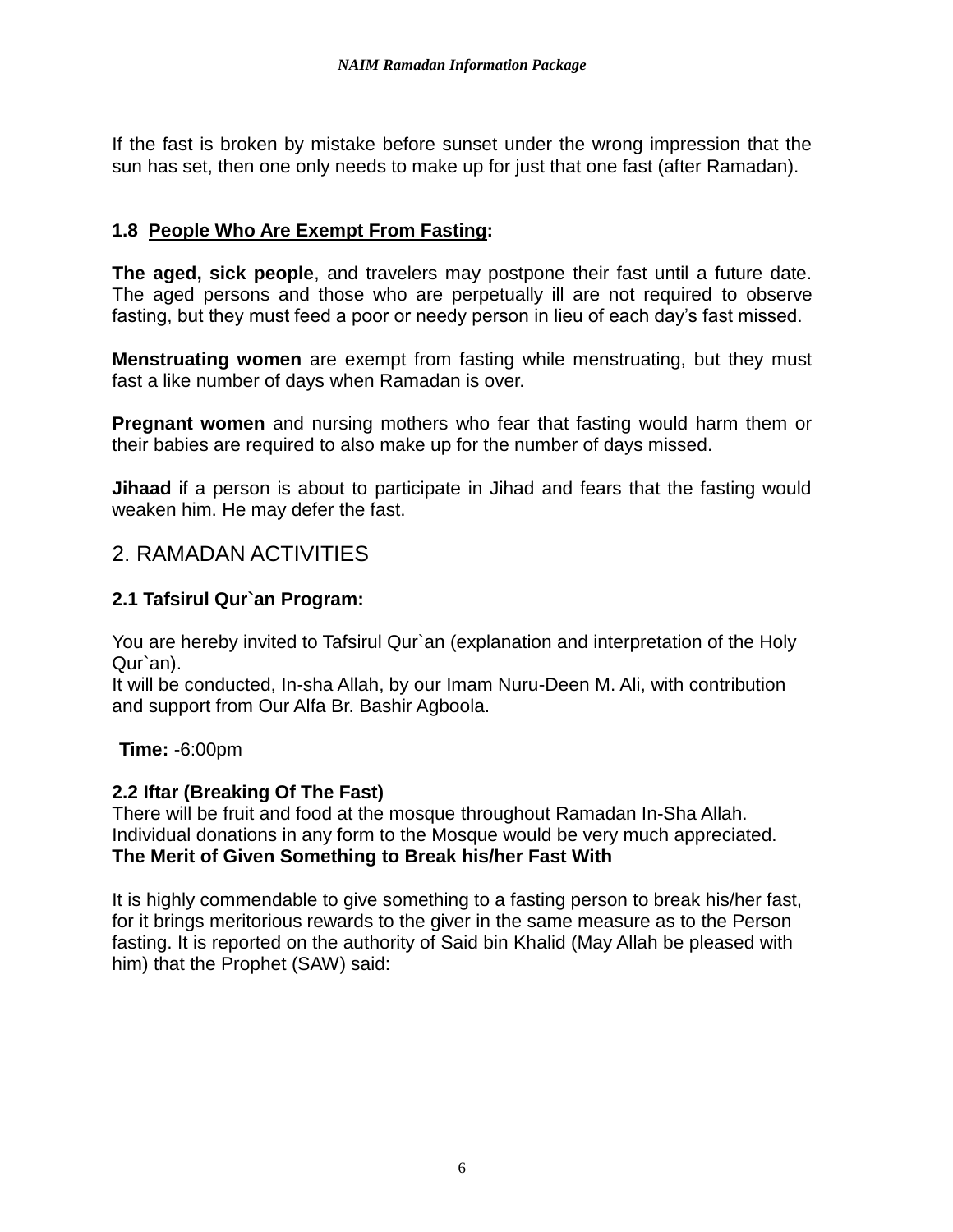If the fast is broken by mistake before sunset under the wrong impression that the sun has set, then one only needs to make up for just that one fast (after Ramadan).

### 1.8 <u>People Who Are Exempt From Fasting</u>:

**The aged, sick people**, and travelers may postpone their fast until a future date. The aged persons and those who are perpetually ill are not required to observe fasting, but they must feed a poor or needy person in lieu of each day's fast missed.

**Menstruating women** are exempt from fasting while menstruating, but they must fast a like number of days when Ramadan is over.

**Pregnant women** and nursing mothers who fear that fasting would harm them or their babies are required to also make up for the number of days missed.

**Jihaad** if a person is about to participate in Jihad and fears that the fasting would weaken him. He may defer the fast.

## 2. RAMADAN ACTIVITIES

### 2.1 Tafsirul Qur`an Program:

You are hereby invited to Tafsirul Qur`an (explanation and interpretation of the Holy Qur`an).
It will be conducted, In-sha Allah, by our Imam Nuru-Deen M. Ali, with contribution and support from Our Alfa Br. Bashir Agboola.

**Time:** -6:00pm

### 2.2 Iftar (Breaking Of The Fast)

There will be fruit and food at the mosque throughout Ramadan In-Sha Allah. Individual donations in any form to the Mosque would be very much appreciated.
**The Merit of Given Something to Break his/her Fast With**

It is highly commendable to give something to a fasting person to break his/her fast, for it brings meritorious rewards to the giver in the same measure as to the Person fasting. It is reported on the authority of Said bin Khalid (May Allah be pleased with him) that the Prophet (SAW) said: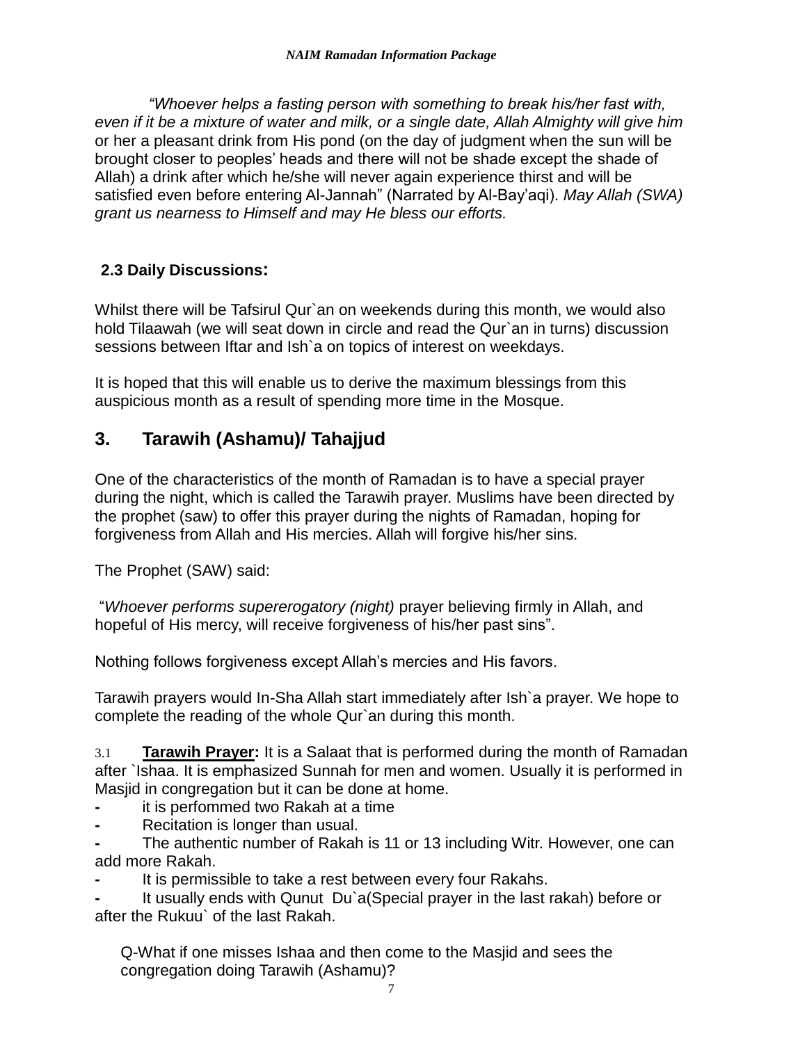*"Whoever helps a fasting person with something to break his/her fast with, even if it be a mixture of water and milk, or a single date, Allah Almighty will give him* or her a pleasant drink from His pond (on the day of judgment when the sun will be brought closer to peoples' heads and there will not be shade except the shade of Allah) a drink after which he/she will never again experience thirst and will be satisfied even before entering Al-Jannah" (Narrated by Al-Bay'aqi). *May Allah (SWA) grant us nearness to Himself and may He bless our efforts.*

### 2.3 Daily Discussions:

Whilst there will be Tafsirul Qur`an on weekends during this month, we would also hold Tilaawah (we will seat down in circle and read the Qur`an in turns) discussion sessions between Iftar and Ish`a on topics of interest on weekdays.

It is hoped that this will enable us to derive the maximum blessings from this auspicious month as a result of spending more time in the Mosque.

## 3. Tarawih (Ashamu)/ Tahajjud

One of the characteristics of the month of Ramadan is to have a special prayer during the night, which is called the Tarawih prayer. Muslims have been directed by the prophet (saw) to offer this prayer during the nights of Ramadan, hoping for forgiveness from Allah and His mercies. Allah will forgive his/her sins.

The Prophet (SAW) said:

"*Whoever performs supererogatory (night)* prayer believing firmly in Allah, and hopeful of His mercy, will receive forgiveness of his/her past sins".

Nothing follows forgiveness except Allah's mercies and His favors.

Tarawih prayers would In-Sha Allah start immediately after Ish`a prayer. We hope to complete the reading of the whole Qur`an during this month.

3.1 **Tarawih Prayer:** It is a Salaat that is performed during the month of Ramadan after `Ishaa. It is emphasized Sunnah for men and women. Usually it is performed in Masjid in congregation but it can be done at home.

- it is perfommed two Rakah at a time
- Recitation is longer than usual.
- The authentic number of Rakah is 11 or 13 including Witr. However, one can add more Rakah.
- It is permissible to take a rest between every four Rakahs.
- It usually ends with Qunut Du`a(Special prayer in the last rakah) before or after the Rukuu` of the last Rakah.

Q-What if one misses Ishaa and then come to the Masjid and sees the congregation doing Tarawih (Ashamu)?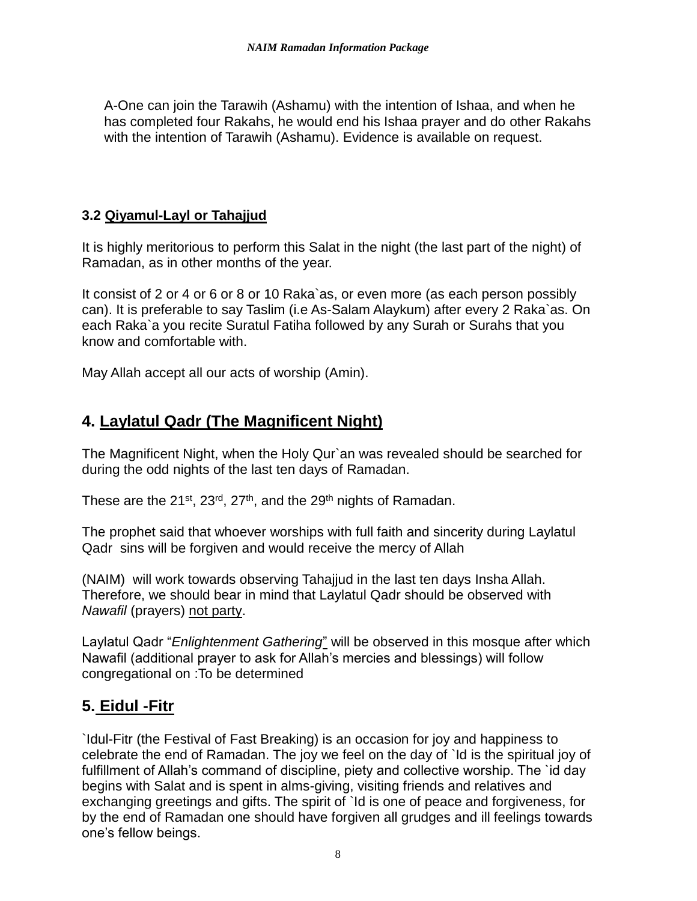A-One can join the Tarawih (Ashamu) with the intention of Ishaa, and when he has completed four Rakahs, he would end his Ishaa prayer and do other Rakahs with the intention of Tarawih (Ashamu). Evidence is available on request.

### 3.2 Qiyamul-Layl or Tahajjud

It is highly meritorious to perform this Salat in the night (the last part of the night) of Ramadan, as in other months of the year.

It consist of 2 or 4 or 6 or 8 or 10 Raka`as, or even more (as each person possibly can). It is preferable to say Taslim (i.e As-Salam Alaykum) after every 2 Raka`as. On each Raka`a you recite Suratul Fatiha followed by any Surah or Surahs that you know and comfortable with.

May Allah accept all our acts of worship (Amin).

## 4. Laylatul Qadr (The Magnificent Night)

The Magnificent Night, when the Holy Qur`an was revealed should be searched for during the odd nights of the last ten days of Ramadan.

These are the 21st, 23rd, 27th, and the 29th nights of Ramadan.

The prophet said that whoever worships with full faith and sincerity during Laylatul Qadr sins will be forgiven and would receive the mercy of Allah

(NAIM) will work towards observing Tahajjud in the last ten days Insha Allah. Therefore, we should bear in mind that Laylatul Qadr should be observed with *Nawafil* (prayers) not party.

Laylatul Qadr "*Enlightenment Gathering*" will be observed in this mosque after which Nawafil (additional prayer to ask for Allah's mercies and blessings) will follow congregational on :To be determined

## 5. Eidul -Fitr

`Idul-Fitr (the Festival of Fast Breaking) is an occasion for joy and happiness to celebrate the end of Ramadan. The joy we feel on the day of `Id is the spiritual joy of fulfillment of Allah's command of discipline, piety and collective worship. The `id day begins with Salat and is spent in alms-giving, visiting friends and relatives and exchanging greetings and gifts. The spirit of `Id is one of peace and forgiveness, for by the end of Ramadan one should have forgiven all grudges and ill feelings towards one's fellow beings.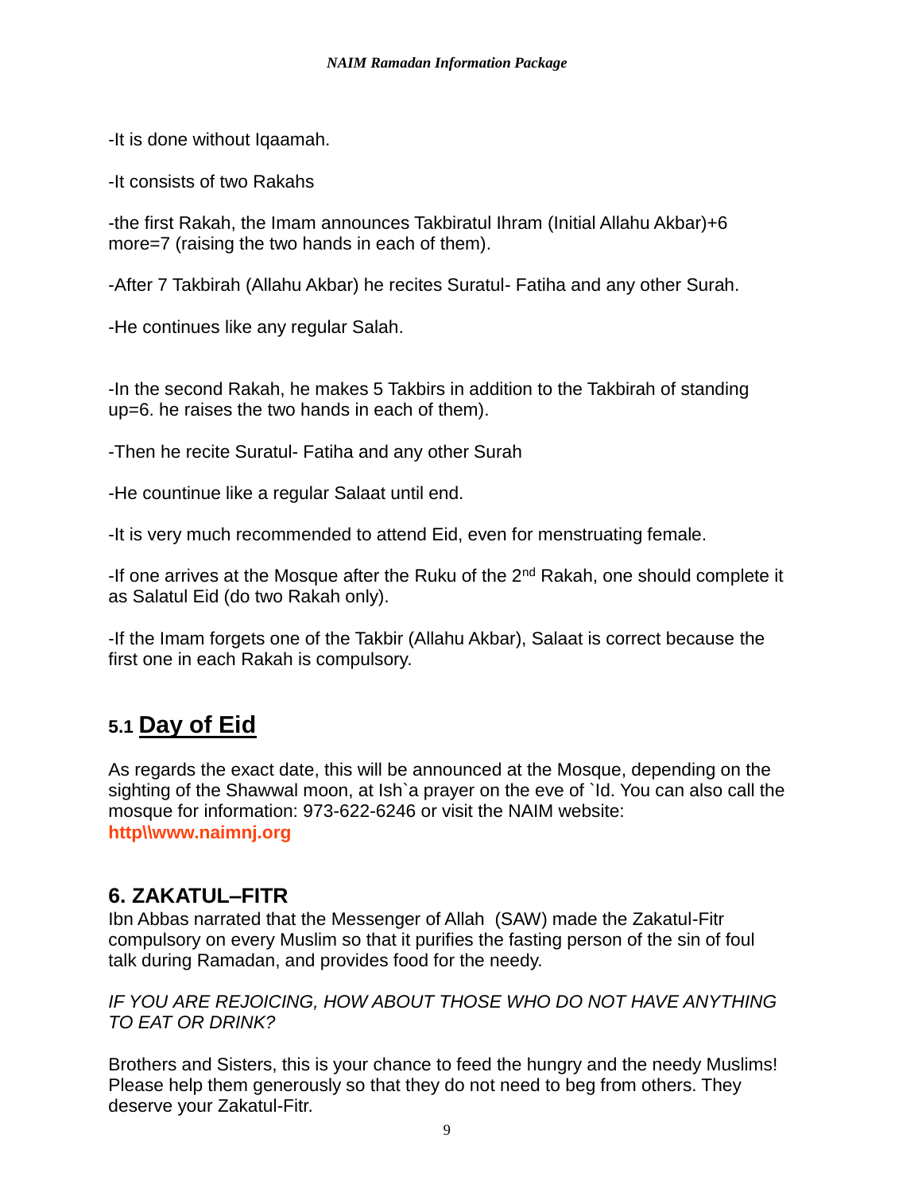-It is done without Iqaamah.

-It consists of two Rakahs

-the first Rakah, the Imam announces Takbiratul Ihram (Initial Allahu Akbar)+6 more=7 (raising the two hands in each of them).

-After 7 Takbirah (Allahu Akbar) he recites Suratul- Fatiha and any other Surah.

-He continues like any regular Salah.

-In the second Rakah, he makes 5 Takbirs in addition to the Takbirah of standing up=6. he raises the two hands in each of them).

-Then he recite Suratul- Fatiha and any other Surah

-He countinue like a regular Salaat until end.

-It is very much recommended to attend Eid, even for menstruating female.

-If one arrives at the Mosque after the Ruku of the 2nd Rakah, one should complete it as Salatul Eid (do two Rakah only).

-If the Imam forgets one of the Takbir (Allahu Akbar), Salaat is correct because the first one in each Rakah is compulsory.

## 5.1 Day of Eid

As regards the exact date, this will be announced at the Mosque, depending on the sighting of the Shawwal moon, at Ish`a prayer on the eve of `Id. You can also call the mosque for information: 973-622-6246 or visit the NAIM website: **http\\www.naimnj.org**

## 6. ZAKATUL–FITR

Ibn Abbas narrated that the Messenger of Allah (SAW) made the Zakatul-Fitr compulsory on every Muslim so that it purifies the fasting person of the sin of foul talk during Ramadan, and provides food for the needy.

*IF YOU ARE REJOICING, HOW ABOUT THOSE WHO DO NOT HAVE ANYTHING TO EAT OR DRINK?*

Brothers and Sisters, this is your chance to feed the hungry and the needy Muslims! Please help them generously so that they do not need to beg from others. They deserve your Zakatul-Fitr.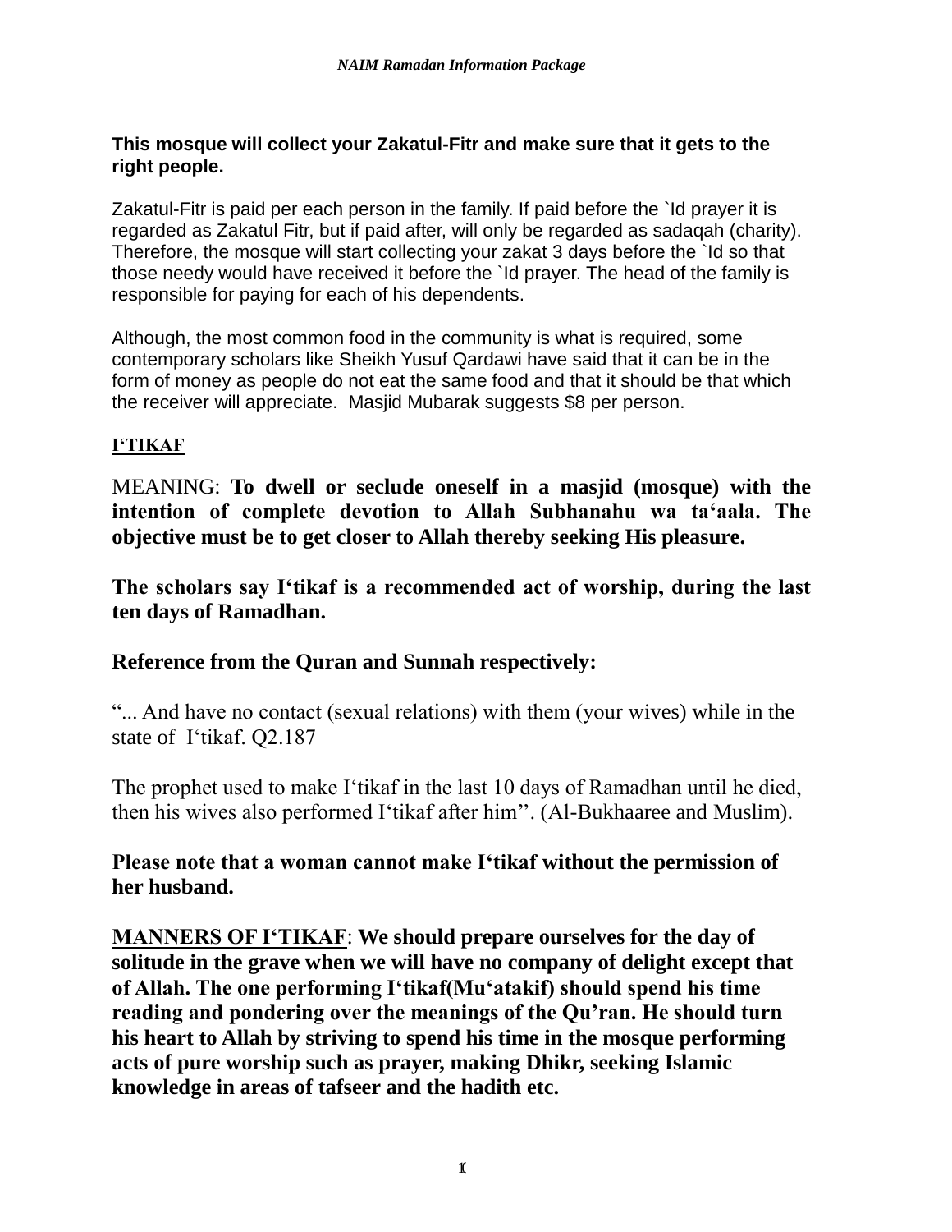**This mosque will collect your Zakatul-Fitr and make sure that it gets to the right people.**

Zakatul-Fitr is paid per each person in the family. If paid before the `Id prayer it is regarded as Zakatul Fitr, but if paid after, will only be regarded as sadaqah (charity). Therefore, the mosque will start collecting your zakat 3 days before the `Id so that those needy would have received it before the `Id prayer. The head of the family is responsible for paying for each of his dependents.

Although, the most common food in the community is what is required, some contemporary scholars like Sheikh Yusuf Qardawi have said that it can be in the form of money as people do not eat the same food and that it should be that which the receiver will appreciate. Masjid Mubarak suggests $8 per person.

## I'TIKAF

MEANING: **To dwell or seclude oneself in a masjid (mosque) with the intention of complete devotion to Allah Subhanahu wa ta'aala. The objective must be to get closer to Allah thereby seeking His pleasure.**

**The scholars say I'tikaf is a recommended act of worship, during the last ten days of Ramadhan.**

**Reference from the Quran and Sunnah respectively:**

"... And have no contact (sexual relations) with them (your wives) while in the state of I'tikaf. Q2.187

The prophet used to make I'tikaf in the last 10 days of Ramadhan until he died, then his wives also performed I'tikaf after him''. (Al-Bukhaaree and Muslim).

**Please note that a woman cannot make I'tikaf without the permission of her husband.**

**MANNERS OF I'TIKAF: We should prepare ourselves for the day of solitude in the grave when we will have no company of delight except that of Allah. The one performing I'tikaf(Mu'atakif) should spend his time reading and pondering over the meanings of the Qu'ran. He should turn his heart to Allah by striving to spend his time in the mosque performing acts of pure worship such as prayer, making Dhikr, seeking Islamic knowledge in areas of tafseer and the hadith etc.**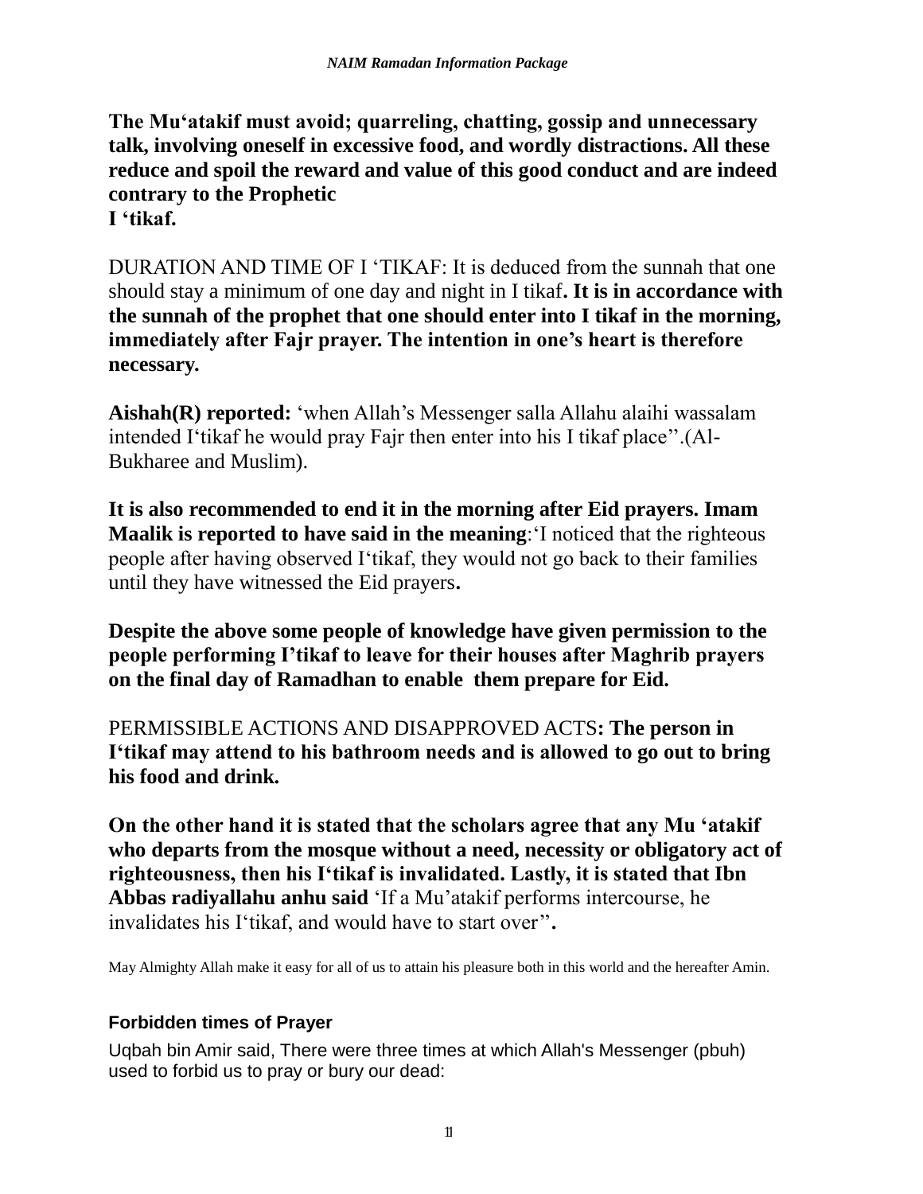**The Mu'atakif must avoid; quarreling, chatting, gossip and unnecessary talk, involving oneself in excessive food, and wordly distractions. All these reduce and spoil the reward and value of this good conduct and are indeed contrary to the Prophetic I 'tikaf.**

DURATION AND TIME OF I 'TIKAF: It is deduced from the sunnah that one should stay a minimum of one day and night in I tikaf**. It is in accordance with the sunnah of the prophet that one should enter into I tikaf in the morning, immediately after Fajr prayer. The intention in one's heart is therefore necessary.**

**Aishah(R) reported:** 'when Allah's Messenger salla Allahu alaihi wassalam intended I'tikaf he would pray Fajr then enter into his I tikaf place''.(Al-Bukharee and Muslim).

**It is also recommended to end it in the morning after Eid prayers. Imam Maalik is reported to have said in the meaning**:'I noticed that the righteous people after having observed I'tikaf, they would not go back to their families until they have witnessed the Eid prayers**.**

**Despite the above some people of knowledge have given permission to the people performing I'tikaf to leave for their houses after Maghrib prayers on the final day of Ramadhan to enable them prepare for Eid.**

PERMISSIBLE ACTIONS AND DISAPPROVED ACTS**: The person in I'tikaf may attend to his bathroom needs and is allowed to go out to bring his food and drink.**

**On the other hand it is stated that the scholars agree that any Mu 'atakif who departs from the mosque without a need, necessity or obligatory act of righteousness, then his I'tikaf is invalidated. Lastly, it is stated that Ibn Abbas radiyallahu anhu said** 'If a Mu'atakif performs intercourse, he invalidates his I'tikaf, and would have to start over''**.**

May Almighty Allah make it easy for all of us to attain his pleasure both in this world and the hereafter Amin.

### Forbidden times of Prayer

Uqbah bin Amir said, There were three times at which Allah's Messenger (pbuh) used to forbid us to pray or bury our dead: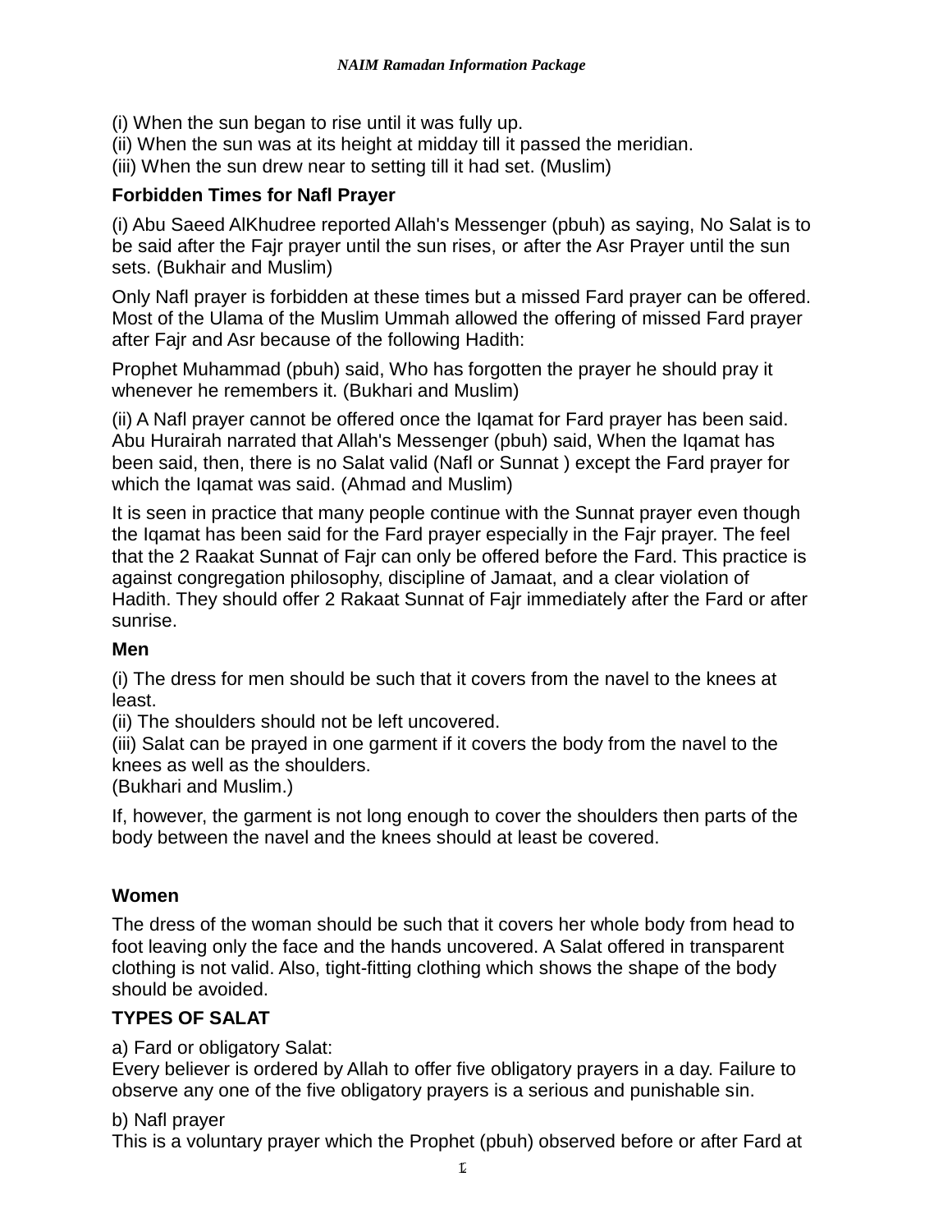(i) When the sun began to rise until it was fully up.
(ii) When the sun was at its height at midday till it passed the meridian.
(iii) When the sun drew near to setting till it had set. (Muslim)

**Forbidden Times for Nafl Prayer**

(i) Abu Saeed AlKhudree reported Allah's Messenger (pbuh) as saying, No Salat is to be said after the Fajr prayer until the sun rises, or after the Asr Prayer until the sun sets. (Bukhair and Muslim)

Only Nafl prayer is forbidden at these times but a missed Fard prayer can be offered. Most of the Ulama of the Muslim Ummah allowed the offering of missed Fard prayer after Fajr and Asr because of the following Hadith:

Prophet Muhammad (pbuh) said, Who has forgotten the prayer he should pray it whenever he remembers it. (Bukhari and Muslim)

(ii) A Nafl prayer cannot be offered once the Iqamat for Fard prayer has been said. Abu Hurairah narrated that Allah's Messenger (pbuh) said, When the Iqamat has been said, then, there is no Salat valid (Nafl or Sunnat ) except the Fard prayer for which the Iqamat was said. (Ahmad and Muslim)

It is seen in practice that many people continue with the Sunnat prayer even though the Iqamat has been said for the Fard prayer especially in the Fajr prayer. The feel that the 2 Raakat Sunnat of Fajr can only be offered before the Fard. This practice is against congregation philosophy, discipline of Jamaat, and a clear violation of Hadith. They should offer 2 Rakaat Sunnat of Fajr immediately after the Fard or after sunrise.

**Men**

(i) The dress for men should be such that it covers from the navel to the knees at least.
(ii) The shoulders should not be left uncovered.
(iii) Salat can be prayed in one garment if it covers the body from the navel to the knees as well as the shoulders.
(Bukhari and Muslim.)

If, however, the garment is not long enough to cover the shoulders then parts of the body between the navel and the knees should at least be covered.

**Women**

The dress of the woman should be such that it covers her whole body from head to foot leaving only the face and the hands uncovered. A Salat offered in transparent clothing is not valid. Also, tight-fitting clothing which shows the shape of the body should be avoided.

**TYPES OF SALAT**

a) Fard or obligatory Salat:
Every believer is ordered by Allah to offer five obligatory prayers in a day. Failure to observe any one of the five obligatory prayers is a serious and punishable sin.

b) Nafl prayer
This is a voluntary prayer which the Prophet (pbuh) observed before or after Fard at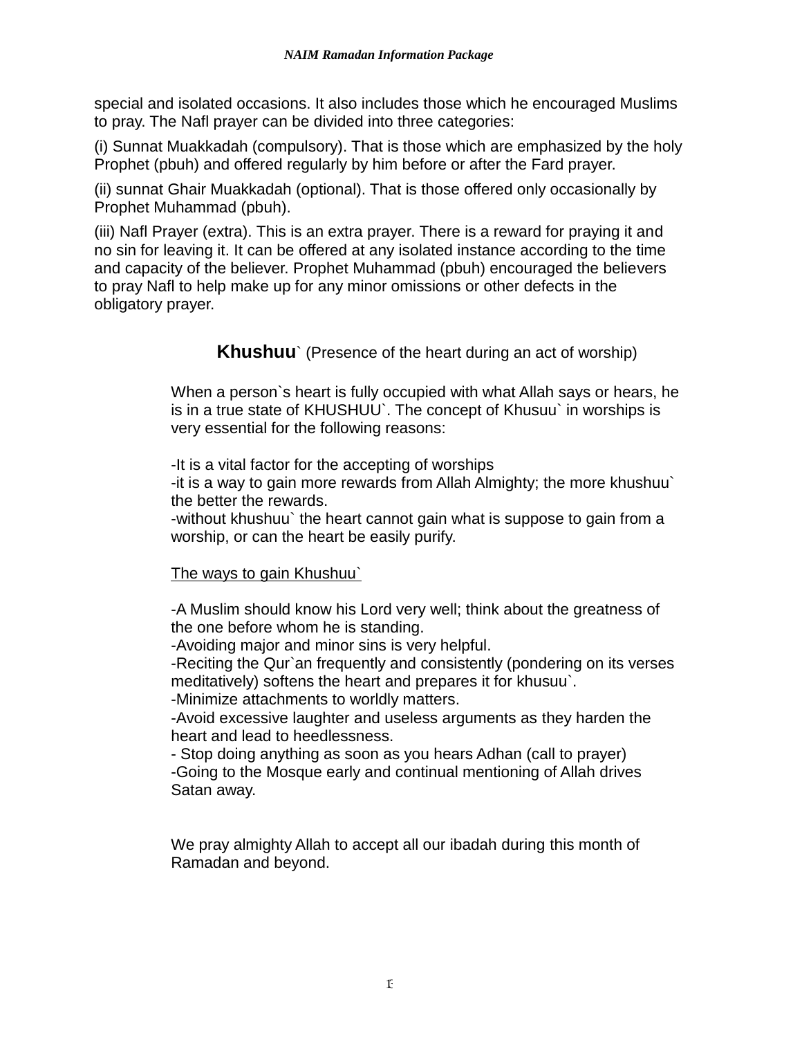special and isolated occasions. It also includes those which he encouraged Muslims to pray. The Nafl prayer can be divided into three categories:

(i) Sunnat Muakkadah (compulsory). That is those which are emphasized by the holy Prophet (pbuh) and offered regularly by him before or after the Fard prayer.

(ii) sunnat Ghair Muakkadah (optional). That is those offered only occasionally by Prophet Muhammad (pbuh).

(iii) Nafl Prayer (extra). This is an extra prayer. There is a reward for praying it and no sin for leaving it. It can be offered at any isolated instance according to the time and capacity of the believer. Prophet Muhammad (pbuh) encouraged the believers to pray Nafl to help make up for any minor omissions or other defects in the obligatory prayer.

## **Khushuu`** (Presence of the heart during an act of worship)

When a person`s heart is fully occupied with what Allah says or hears, he is in a true state of KHUSHUU`. The concept of Khusuu` in worships is very essential for the following reasons:

-It is a vital factor for the accepting of worships
-it is a way to gain more rewards from Allah Almighty; the more khushuu` the better the rewards.
-without khushuu` the heart cannot gain what is suppose to gain from a worship, or can the heart be easily purify.

<u>The ways to gain Khushuu`</u>

-A Muslim should know his Lord very well; think about the greatness of the one before whom he is standing.
-Avoiding major and minor sins is very helpful.
-Reciting the Qur`an frequently and consistently (pondering on its verses meditatively) softens the heart and prepares it for khusuu`.
-Minimize attachments to worldly matters.
-Avoid excessive laughter and useless arguments as they harden the heart and lead to heedlessness.
- Stop doing anything as soon as you hears Adhan (call to prayer)
-Going to the Mosque early and continual mentioning of Allah drives Satan away.

We pray almighty Allah to accept all our ibadah during this month of Ramadan and beyond.